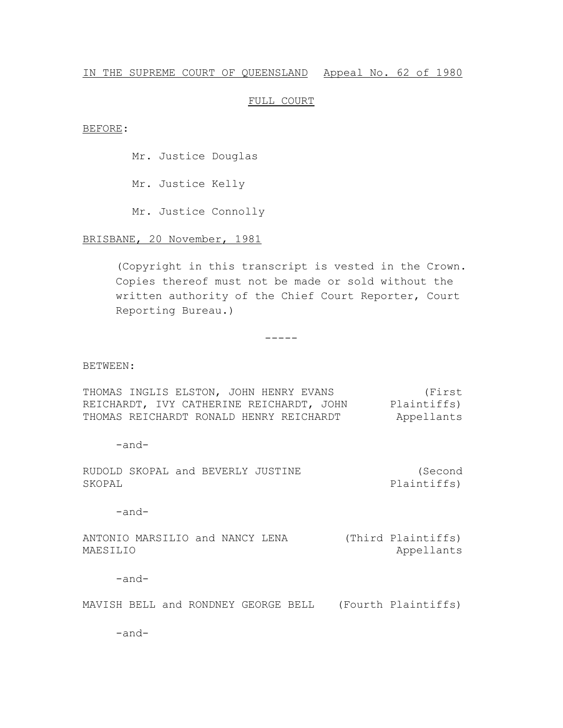IN THE SUPREME COURT OF QUEENSLAND Appeal No. 62 of 1980

FULL COURT

BEFORE:

Mr. Justice Douglas

Mr. Justice Kelly

Mr. Justice Connolly

BRISBANE, 20 November, 1981

(Copyright in this transcript is vested in the Crown. Copies thereof must not be made or sold without the written authority of the Chief Court Reporter, Court Reporting Bureau.)

-----

BETWEEN:

THOMAS INGLIS ELSTON, JOHN HENRY EVANS REICHARDT, IVY CATHERINE REICHARDT, JOHN THOMAS REICHARDT RONALD HENRY REICHARDT (First Plaintiffs) Appellants

-and-

RUDOLD SKOPAL and BEVERLY JUSTINE SKOPAL (Second Plaintiffs)

-and-

ANTONIO MARSILIO and NANCY LENA MAESILIO (Third Plaintiffs) Appellants

-and-

MAVISH BELL and RONDNEY GEORGE BELL (Fourth Plaintiffs)

-and-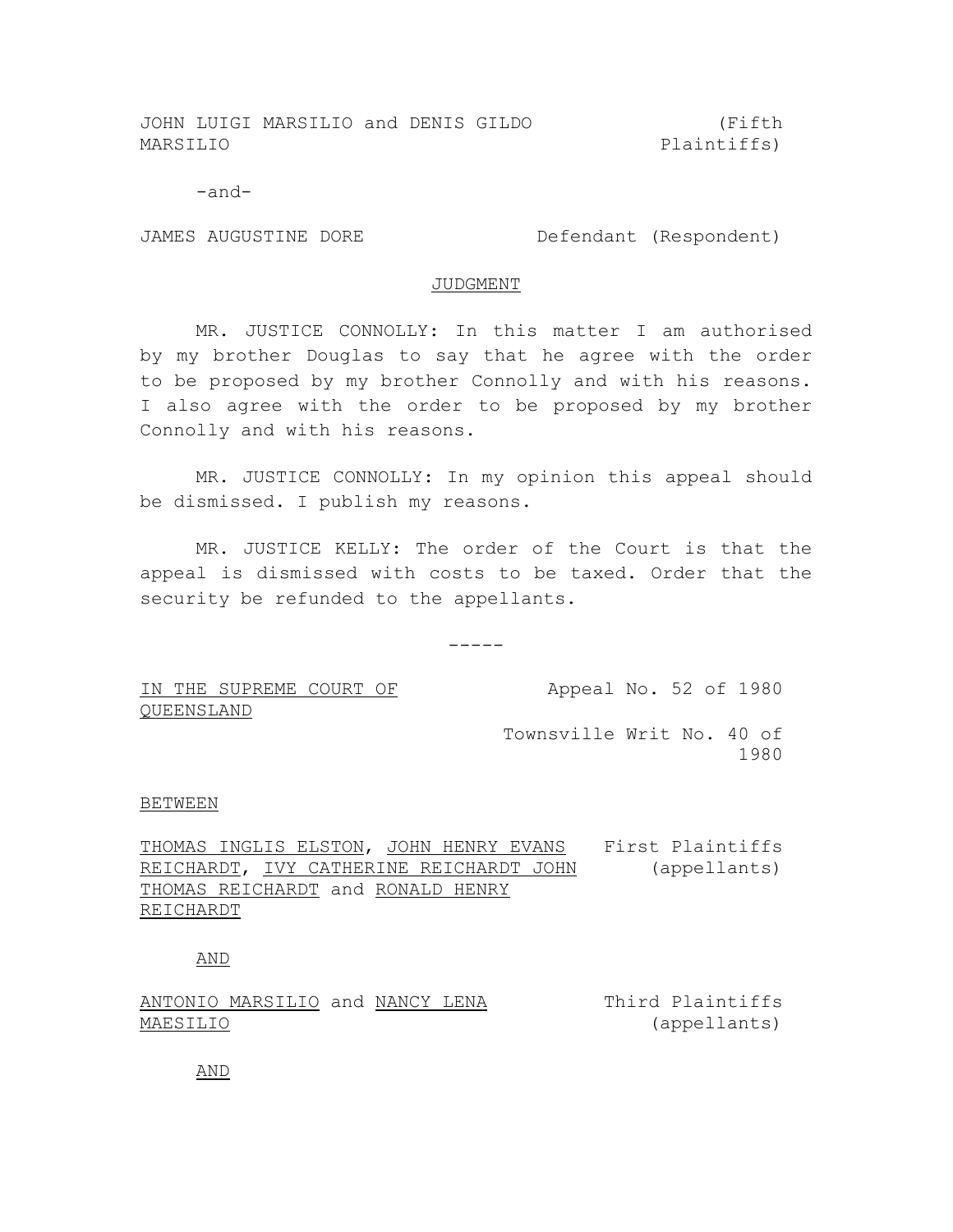JOHN LUIGI MARSILIO and DENIS GILDO MARSILIO (Fifth Plaintiffs)

-and-

JAMES AUGUSTINE DORE Defendant (Respondent)

JUDGMENT

MR. JUSTICE CONNOLLY: In this matter I am authorised by my brother Douglas to say that he agree with the order to be proposed by my brother Connolly and with his reasons. I also agree with the order to be proposed by my brother Connolly and with his reasons.

MR. JUSTICE CONNOLLY: In my opinion this appeal should be dismissed. I publish my reasons.

MR. JUSTICE KELLY: The order of the Court is that the appeal is dismissed with costs to be taxed. Order that the security be refunded to the appellants.

-----

IN THE SUPREME COURT OF QUEENSLAND

Appeal No. 52 of 1980

Townsville Writ No. 40 of 1980

BETWEEN

THOMAS INGLIS ELSTON, JOHN HENRY EVANS REICHARDT, IVY CATHERINE REICHARDT JOHN THOMAS REICHARDT and RONALD HENRY REICHARDT First Plaintiffs (appellants)

AND

ANTONIO MARSILIO and NANCY LENA MAESILIO Third Plaintiffs (appellants)

AND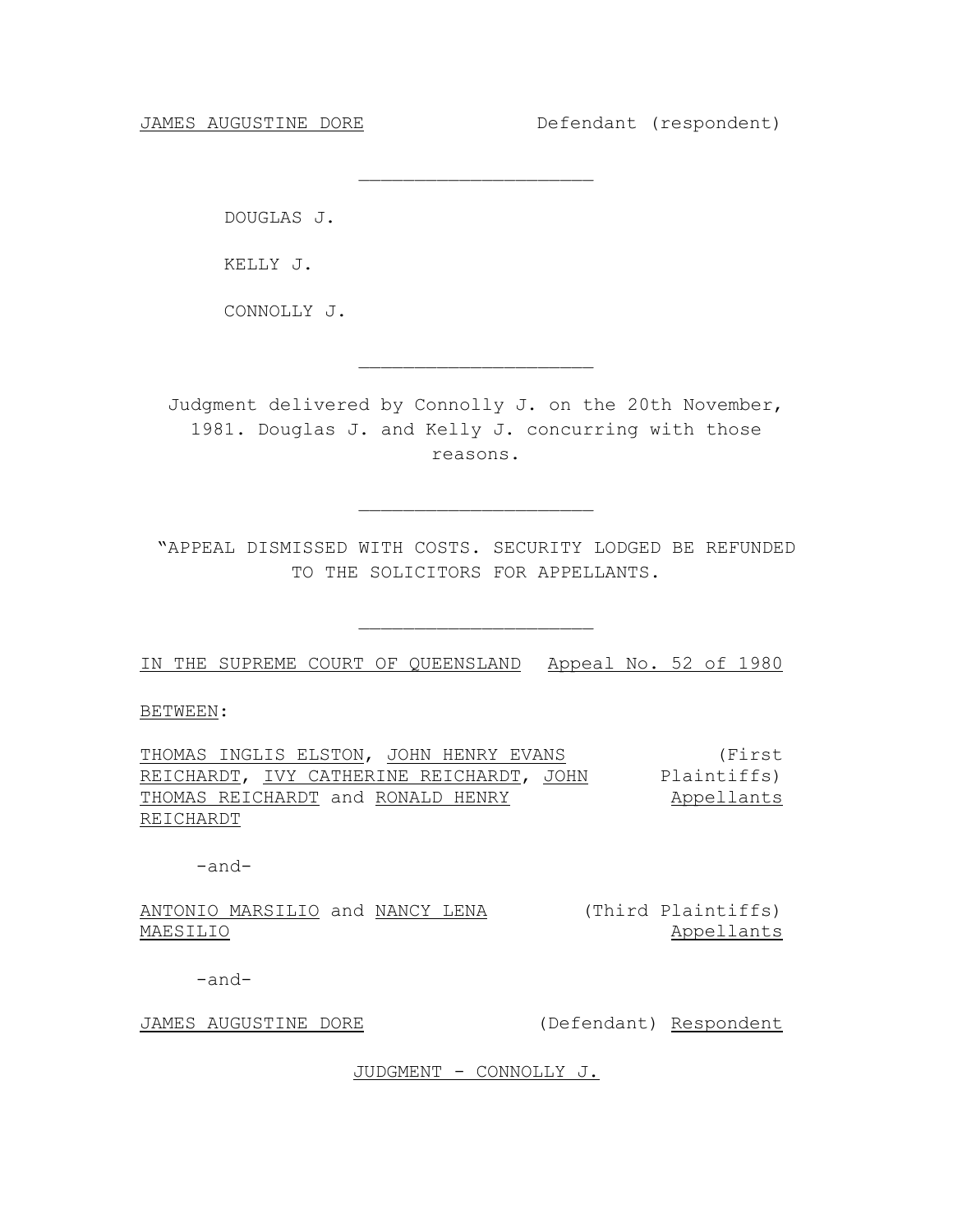JAMES AUGUSTINE DORE Defendant (respondent)

---

DOUGLAS J.

KELLY J.

CONNOLLY J.

---

Judgment delivered by Connolly J. on the 20th November, 1981. Douglas J. and Kelly J. concurring with those reasons.

---

"APPEAL DISMISSED WITH COSTS. SECURITY LODGED BE REFUNDED TO THE SOLICITORS FOR APPELLANTS.

---

IN THE SUPREME COURT OF QUEENSLAND Appeal No. 52 of 1980

BETWEEN:

THOMAS INGLIS ELSTON, JOHN HENRY EVANS REICHARDT, IVY CATHERINE REICHARDT, JOHN THOMAS REICHARDT and RONALD HENRY REICHARDT (First Plaintiffs) Appellants

-and-

ANTONIO MARSILIO and NANCY LENA MAESILIO (Third Plaintiffs) Appellants

-and-

JAMES AUGUSTINE DORE (Defendant) Respondent

JUDGMENT - CONNOLLY J.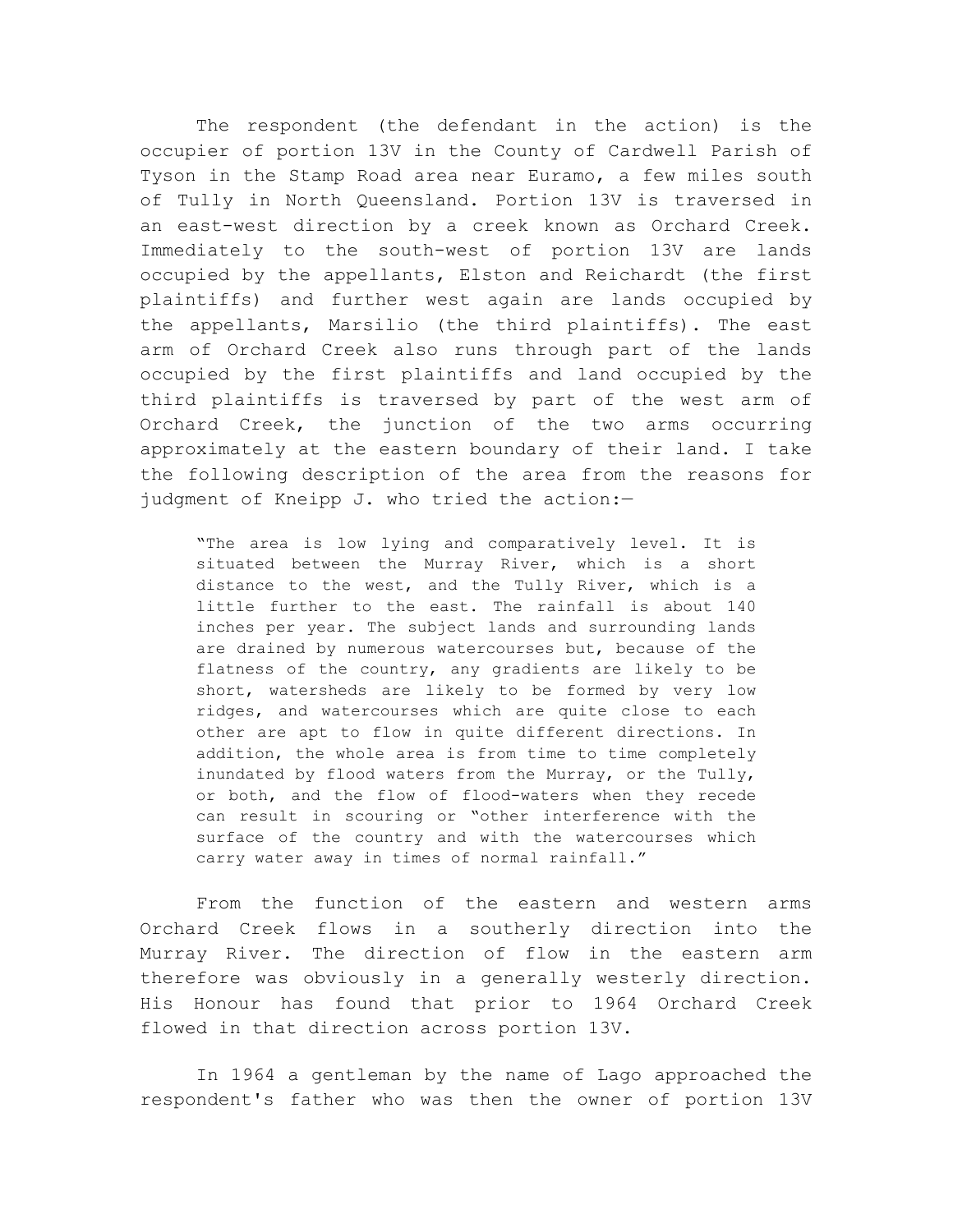The respondent (the defendant in the action) is the occupier of portion 13V in the County of Cardwell Parish of Tyson in the Stamp Road area near Euramo, a few miles south of Tully in North Queensland. Portion 13V is traversed in an east-west direction by a creek known as Orchard Creek. Immediately to the south-west of portion 13V are lands occupied by the appellants, Elston and Reichardt (the first plaintiffs) and further west again are lands occupied by the appellants, Marsilio (the third plaintiffs). The east arm of Orchard Creek also runs through part of the lands occupied by the first plaintiffs and land occupied by the third plaintiffs is traversed by part of the west arm of Orchard Creek, the junction of the two arms occurring approximately at the eastern boundary of their land. I take the following description of the area from the reasons for judgment of Kneipp J. who tried the action:—

> "The area is low lying and comparatively level. It is situated between the Murray River, which is a short distance to the west, and the Tully River, which is a little further to the east. The rainfall is about 140 inches per year. The subject lands and surrounding lands are drained by numerous watercourses but, because of the flatness of the country, any gradients are likely to be short, watersheds are likely to be formed by very low ridges, and watercourses which are quite close to each other are apt to flow in quite different directions. In addition, the whole area is from time to time completely inundated by flood waters from the Murray, or the Tully, or both, and the flow of flood-waters when they recede can result in scouring or "other interference with the surface of the country and with the watercourses which carry water away in times of normal rainfall."

From the function of the eastern and western arms Orchard Creek flows in a southerly direction into the Murray River. The direction of flow in the eastern arm therefore was obviously in a generally westerly direction. His Honour has found that prior to 1964 Orchard Creek flowed in that direction across portion 13V.

In 1964 a gentleman by the name of Lago approached the respondent's father who was then the owner of portion 13V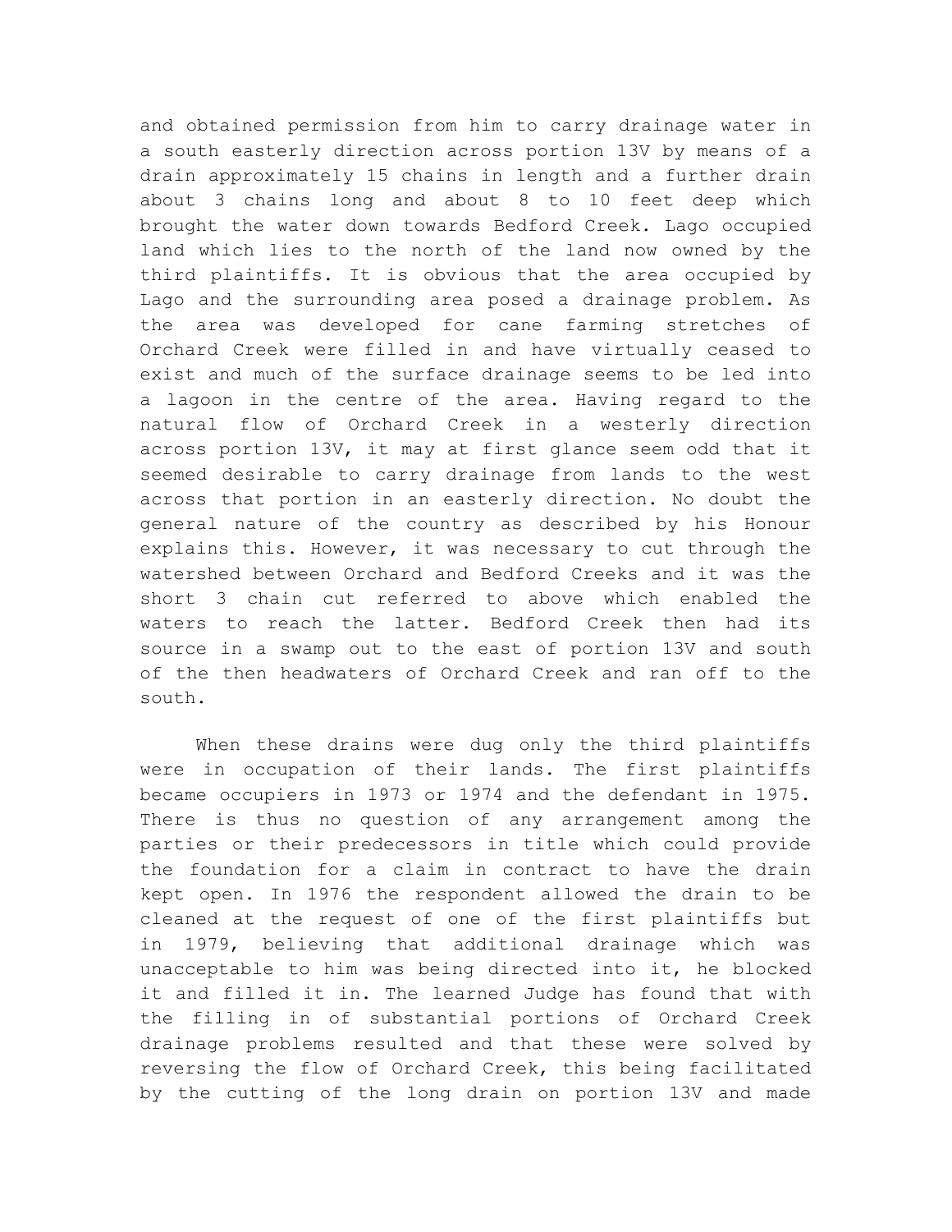and obtained permission from him to carry drainage water in a south easterly direction across portion 13V by means of a drain approximately 15 chains in length and a further drain about 3 chains long and about 8 to 10 feet deep which brought the water down towards Bedford Creek. Lago occupied land which lies to the north of the land now owned by the third plaintiffs. It is obvious that the area occupied by Lago and the surrounding area posed a drainage problem. As the area was developed for cane farming stretches of Orchard Creek were filled in and have virtually ceased to exist and much of the surface drainage seems to be led into a lagoon in the centre of the area. Having regard to the natural flow of Orchard Creek in a westerly direction across portion 13V, it may at first glance seem odd that it seemed desirable to carry drainage from lands to the west across that portion in an easterly direction. No doubt the general nature of the country as described by his Honour explains this. However, it was necessary to cut through the watershed between Orchard and Bedford Creeks and it was the short 3 chain cut referred to above which enabled the waters to reach the latter. Bedford Creek then had its source in a swamp out to the east of portion 13V and south of the then headwaters of Orchard Creek and ran off to the south.

When these drains were dug only the third plaintiffs were in occupation of their lands. The first plaintiffs became occupiers in 1973 or 1974 and the defendant in 1975. There is thus no question of any arrangement among the parties or their predecessors in title which could provide the foundation for a claim in contract to have the drain kept open. In 1976 the respondent allowed the drain to be cleaned at the request of one of the first plaintiffs but in 1979, believing that additional drainage which was unacceptable to him was being directed into it, he blocked it and filled it in. The learned Judge has found that with the filling in of substantial portions of Orchard Creek drainage problems resulted and that these were solved by reversing the flow of Orchard Creek, this being facilitated by the cutting of the long drain on portion 13V and made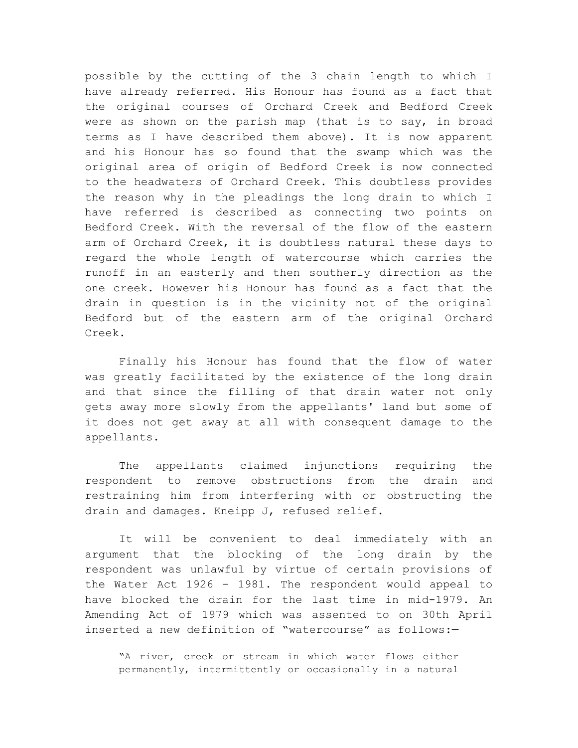possible by the cutting of the 3 chain length to which I have already referred. His Honour has found as a fact that the original courses of Orchard Creek and Bedford Creek were as shown on the parish map (that is to say, in broad terms as I have described them above). It is now apparent and his Honour has so found that the swamp which was the original area of origin of Bedford Creek is now connected to the headwaters of Orchard Creek. This doubtless provides the reason why in the pleadings the long drain to which I have referred is described as connecting two points on Bedford Creek. With the reversal of the flow of the eastern arm of Orchard Creek, it is doubtless natural these days to regard the whole length of watercourse which carries the runoff in an easterly and then southerly direction as the one creek. However his Honour has found as a fact that the drain in question is in the vicinity not of the original Bedford but of the eastern arm of the original Orchard Creek.

Finally his Honour has found that the flow of water was greatly facilitated by the existence of the long drain and that since the filling of that drain water not only gets away more slowly from the appellants' land but some of it does not get away at all with consequent damage to the appellants.

The appellants claimed injunctions requiring the respondent to remove obstructions from the drain and restraining him from interfering with or obstructing the drain and damages. Kneipp J, refused relief.

It will be convenient to deal immediately with an argument that the blocking of the long drain by the respondent was unlawful by virtue of certain provisions of the Water Act 1926 - 1981. The respondent would appeal to have blocked the drain for the last time in mid-1979. An Amending Act of 1979 which was assented to on 30th April inserted a new definition of "watercourse" as follows:—

> "A river, creek or stream in which water flows either permanently, intermittently or occasionally in a natural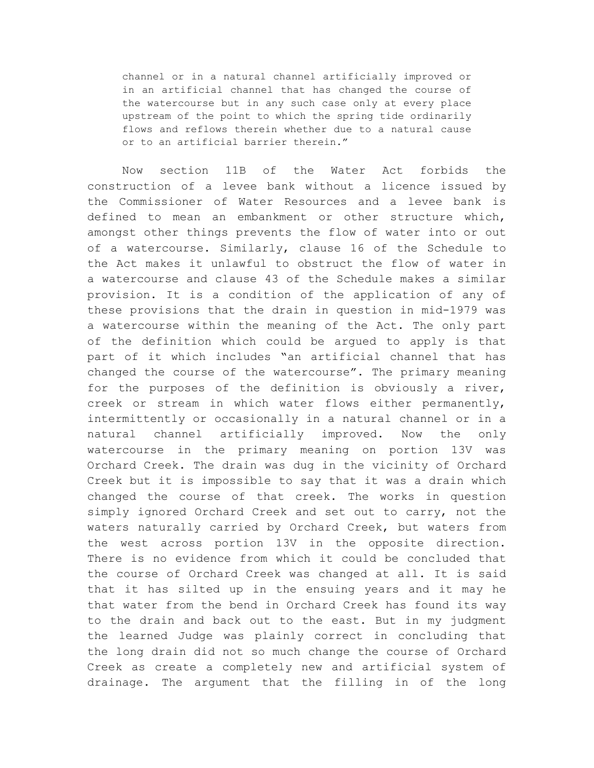> channel or in a natural channel artificially improved or in an artificial channel that has changed the course of the watercourse but in any such case only at every place upstream of the point to which the spring tide ordinarily flows and reflows therein whether due to a natural cause or to an artificial barrier therein."

Now section 11B of the Water Act forbids the construction of a levee bank without a licence issued by the Commissioner of Water Resources and a levee bank is defined to mean an embankment or other structure which, amongst other things prevents the flow of water into or out of a watercourse. Similarly, clause 16 of the Schedule to the Act makes it unlawful to obstruct the flow of water in a watercourse and clause 43 of the Schedule makes a similar provision. It is a condition of the application of any of these provisions that the drain in question in mid-1979 was a watercourse within the meaning of the Act. The only part of the definition which could be argued to apply is that part of it which includes "an artificial channel that has changed the course of the watercourse". The primary meaning for the purposes of the definition is obviously a river, creek or stream in which water flows either permanently, intermittently or occasionally in a natural channel or in a natural channel artificially improved. Now the only watercourse in the primary meaning on portion 13V was Orchard Creek. The drain was dug in the vicinity of Orchard Creek but it is impossible to say that it was a drain which changed the course of that creek. The works in question simply ignored Orchard Creek and set out to carry, not the waters naturally carried by Orchard Creek, but waters from the west across portion 13V in the opposite direction. There is no evidence from which it could be concluded that the course of Orchard Creek was changed at all. It is said that it has silted up in the ensuing years and it may he that water from the bend in Orchard Creek has found its way to the drain and back out to the east. But in my judgment the learned Judge was plainly correct in concluding that the long drain did not so much change the course of Orchard Creek as create a completely new and artificial system of drainage. The argument that the filling in of the long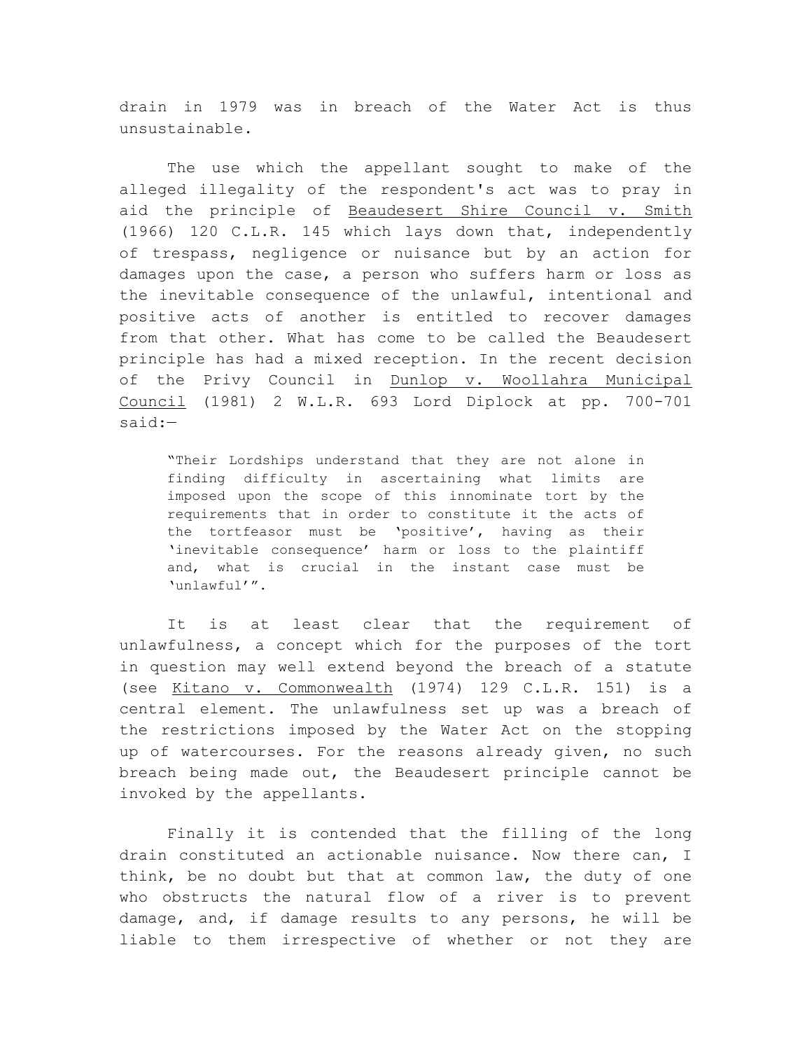drain in 1979 was in breach of the Water Act is thus unsustainable.

The use which the appellant sought to make of the alleged illegality of the respondent's act was to pray in aid the principle of Beaudesert Shire Council v. Smith (1966) 120 C.L.R. 145 which lays down that, independently of trespass, negligence or nuisance but by an action for damages upon the case, a person who suffers harm or loss as the inevitable consequence of the unlawful, intentional and positive acts of another is entitled to recover damages from that other. What has come to be called the Beaudesert principle has had a mixed reception. In the recent decision of the Privy Council in Dunlop v. Woollahra Municipal Council (1981) 2 W.L.R. 693 Lord Diplock at pp. 700-701 said:—

> "Their Lordships understand that they are not alone in finding difficulty in ascertaining what limits are imposed upon the scope of this innominate tort by the requirements that in order to constitute it the acts of the tortfeasor must be 'positive', having as their 'inevitable consequence' harm or loss to the plaintiff and, what is crucial in the instant case must be 'unlawful'".

It is at least clear that the requirement of unlawfulness, a concept which for the purposes of the tort in question may well extend beyond the breach of a statute (see Kitano v. Commonwealth (1974) 129 C.L.R. 151) is a central element. The unlawfulness set up was a breach of the restrictions imposed by the Water Act on the stopping up of watercourses. For the reasons already given, no such breach being made out, the Beaudesert principle cannot be invoked by the appellants.

Finally it is contended that the filling of the long drain constituted an actionable nuisance. Now there can, I think, be no doubt but that at common law, the duty of one who obstructs the natural flow of a river is to prevent damage, and, if damage results to any persons, he will be liable to them irrespective of whether or not they are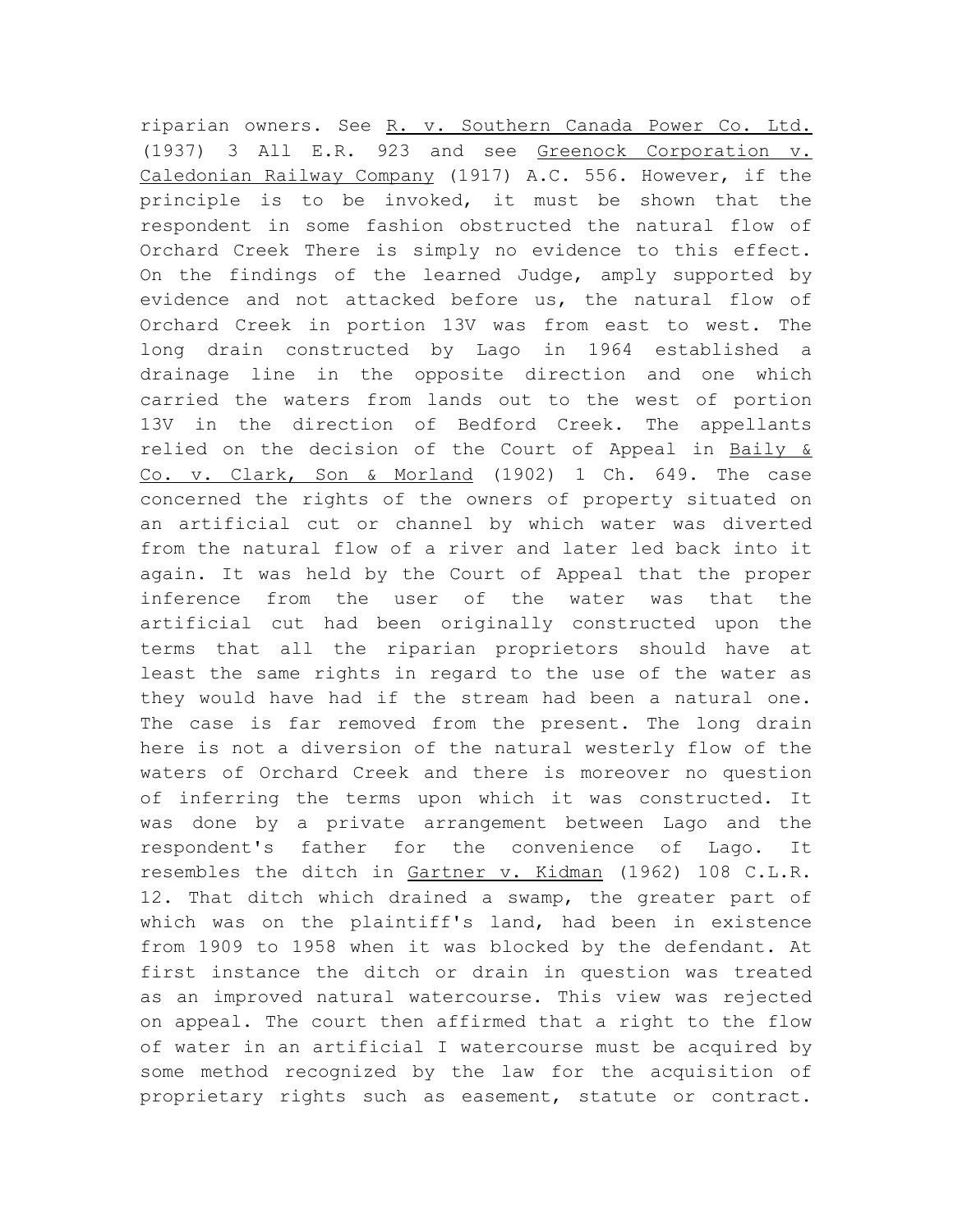riparian owners. See R. v. Southern Canada Power Co. Ltd. (1937) 3 All E.R. 923 and see Greenock Corporation v. Caledonian Railway Company (1917) A.C. 556. However, if the principle is to be invoked, it must be shown that the respondent in some fashion obstructed the natural flow of Orchard Creek There is simply no evidence to this effect. On the findings of the learned Judge, amply supported by evidence and not attacked before us, the natural flow of Orchard Creek in portion 13V was from east to west. The long drain constructed by Lago in 1964 established a drainage line in the opposite direction and one which carried the waters from lands out to the west of portion 13V in the direction of Bedford Creek. The appellants relied on the decision of the Court of Appeal in Baily & Co. v. Clark, Son & Morland (1902) 1 Ch. 649. The case concerned the rights of the owners of property situated on an artificial cut or channel by which water was diverted from the natural flow of a river and later led back into it again. It was held by the Court of Appeal that the proper inference from the user of the water was that the artificial cut had been originally constructed upon the terms that all the riparian proprietors should have at least the same rights in regard to the use of the water as they would have had if the stream had been a natural one. The case is far removed from the present. The long drain here is not a diversion of the natural westerly flow of the waters of Orchard Creek and there is moreover no question of inferring the terms upon which it was constructed. It was done by a private arrangement between Lago and the respondent's father for the convenience of Lago. It resembles the ditch in Gartner v. Kidman (1962) 108 C.L.R. 12. That ditch which drained a swamp, the greater part of which was on the plaintiff's land, had been in existence from 1909 to 1958 when it was blocked by the defendant. At first instance the ditch or drain in question was treated as an improved natural watercourse. This view was rejected on appeal. The court then affirmed that a right to the flow of water in an artificial I watercourse must be acquired by some method recognized by the law for the acquisition of proprietary rights such as easement, statute or contract.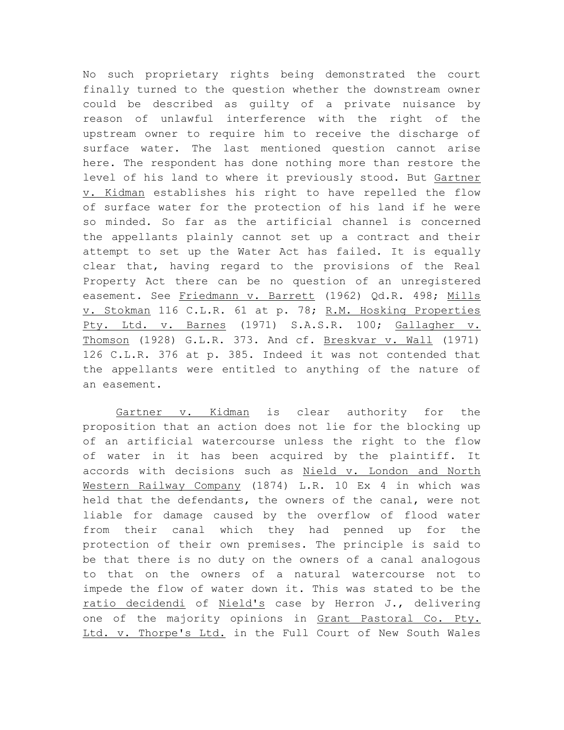No such proprietary rights being demonstrated the court finally turned to the question whether the downstream owner could be described as guilty of a private nuisance by reason of unlawful interference with the right of the upstream owner to require him to receive the discharge of surface water. The last mentioned question cannot arise here. The respondent has done nothing more than restore the level of his land to where it previously stood. But Gartner v. Kidman establishes his right to have repelled the flow of surface water for the protection of his land if he were so minded. So far as the artificial channel is concerned the appellants plainly cannot set up a contract and their attempt to set up the Water Act has failed. It is equally clear that, having regard to the provisions of the Real Property Act there can be no question of an unregistered easement. See Friedmann v. Barrett (1962) Qd.R. 498; Mills v. Stokman 116 C.L.R. 61 at p. 78; R.M. Hosking Properties Pty. Ltd. v. Barnes (1971) S.A.S.R. 100; Gallagher v. Thomson (1928) G.L.R. 373. And cf. Breskvar v. Wall (1971) 126 C.L.R. 376 at p. 385. Indeed it was not contended that the appellants were entitled to anything of the nature of an easement.

Gartner v. Kidman is clear authority for the proposition that an action does not lie for the blocking up of an artificial watercourse unless the right to the flow of water in it has been acquired by the plaintiff. It accords with decisions such as Nield v. London and North Western Railway Company (1874) L.R. 10 Ex 4 in which was held that the defendants, the owners of the canal, were not liable for damage caused by the overflow of flood water from their canal which they had penned up for the protection of their own premises. The principle is said to be that there is no duty on the owners of a canal analogous to that on the owners of a natural watercourse not to impede the flow of water down it. This was stated to be the ratio decidendi of Nield's case by Herron J., delivering one of the majority opinions in Grant Pastoral Co. Pty. Ltd. v. Thorpe's Ltd. in the Full Court of New South Wales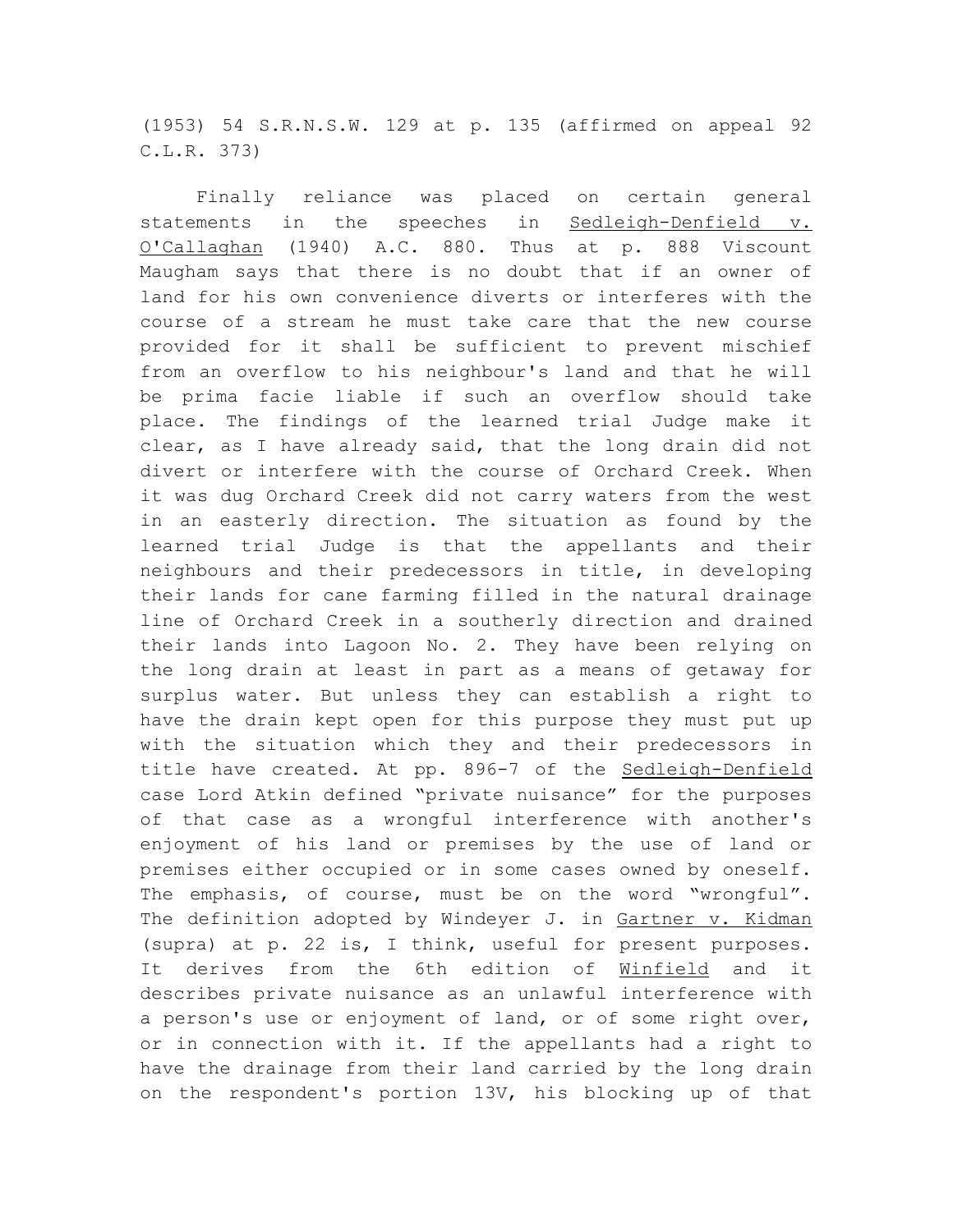(1953) 54 S.R.N.S.W. 129 at p. 135 (affirmed on appeal 92 C.L.R. 373)

Finally reliance was placed on certain general statements in the speeches in Sedleigh-Denfield v. O'Callaghan (1940) A.C. 880. Thus at p. 888 Viscount Maugham says that there is no doubt that if an owner of land for his own convenience diverts or interferes with the course of a stream he must take care that the new course provided for it shall be sufficient to prevent mischief from an overflow to his neighbour's land and that he will be prima facie liable if such an overflow should take place. The findings of the learned trial Judge make it clear, as I have already said, that the long drain did not divert or interfere with the course of Orchard Creek. When it was dug Orchard Creek did not carry waters from the west in an easterly direction. The situation as found by the learned trial Judge is that the appellants and their neighbours and their predecessors in title, in developing their lands for cane farming filled in the natural drainage line of Orchard Creek in a southerly direction and drained their lands into Lagoon No. 2. They have been relying on the long drain at least in part as a means of getaway for surplus water. But unless they can establish a right to have the drain kept open for this purpose they must put up with the situation which they and their predecessors in title have created. At pp. 896-7 of the Sedleigh-Denfield case Lord Atkin defined "private nuisance" for the purposes of that case as a wrongful interference with another's enjoyment of his land or premises by the use of land or premises either occupied or in some cases owned by oneself. The emphasis, of course, must be on the word "wrongful". The definition adopted by Windeyer J. in Gartner v. Kidman (supra) at p. 22 is, I think, useful for present purposes. It derives from the 6th edition of Winfield and it describes private nuisance as an unlawful interference with a person's use or enjoyment of land, or of some right over, or in connection with it. If the appellants had a right to have the drainage from their land carried by the long drain on the respondent's portion 13V, his blocking up of that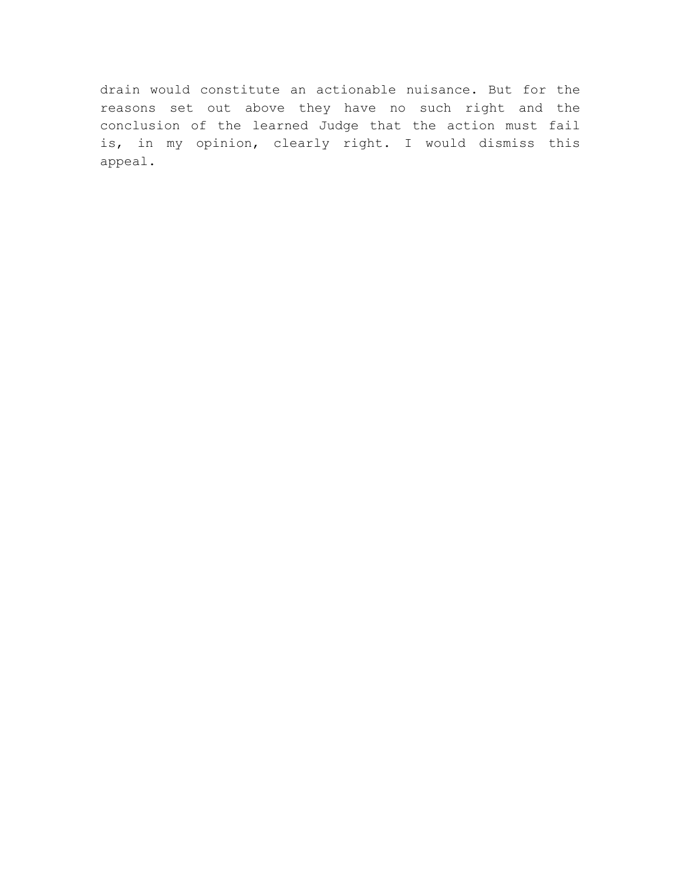drain would constitute an actionable nuisance. But for the reasons set out above they have no such right and the conclusion of the learned Judge that the action must fail is, in my opinion, clearly right. I would dismiss this appeal.